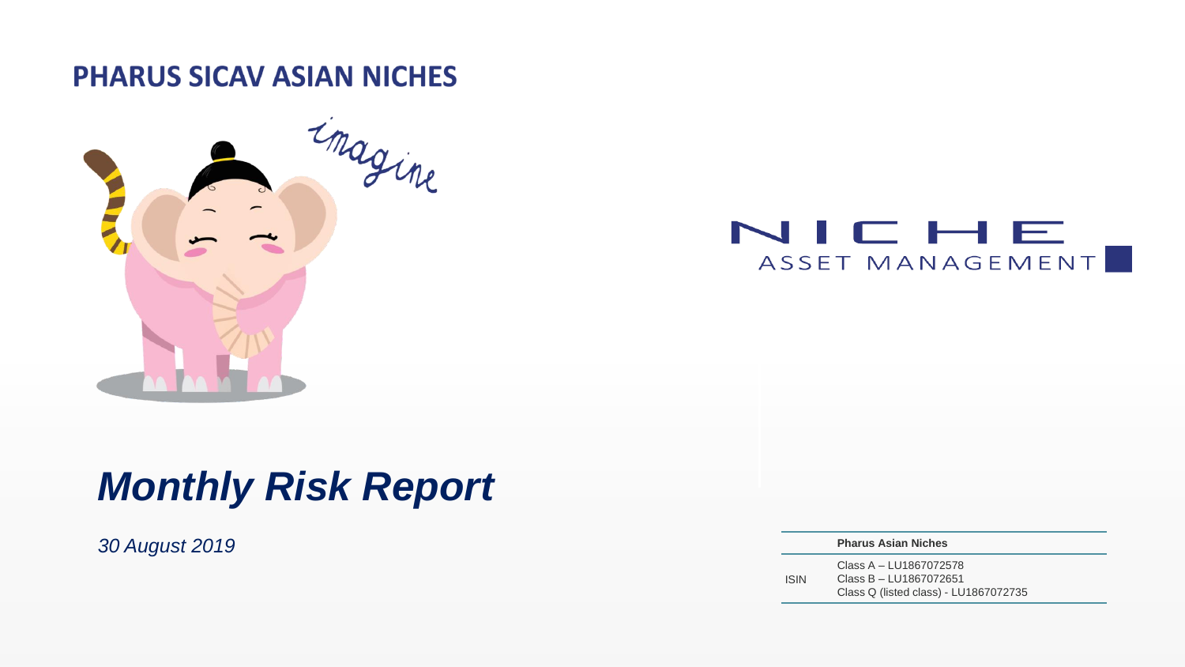# PHARUS SICAV ASIAN NICHES

imagine

NICHE ASSET MANAGEMENT

## *Monthly Risk Report*

*30 August 2019*

| | Pharus Asian Niches |
|---|---|
| ISIN | Class A – LU1867072578<br>Class B – LU1867072651<br>Class Q (listed class) - LU1867072735 |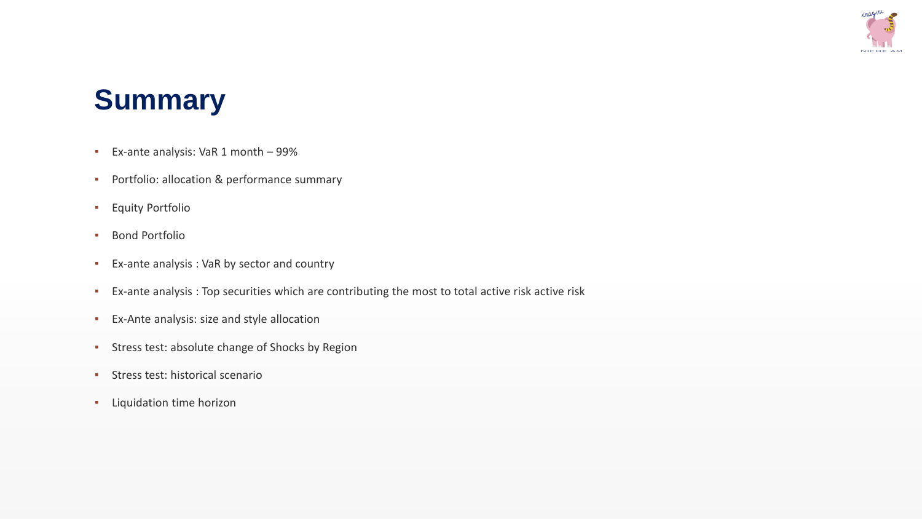# Summary

- Ex-ante analysis: VaR 1 month – 99%
- Portfolio: allocation & performance summary
- Equity Portfolio
- Bond Portfolio
- Ex-ante analysis : VaR by sector and country
- Ex-ante analysis : Top securities which are contributing the most to total active risk active risk
- Ex-Ante analysis: size and style allocation
- Stress test: absolute change of Shocks by Region
- Stress test: historical scenario
- Liquidation time horizon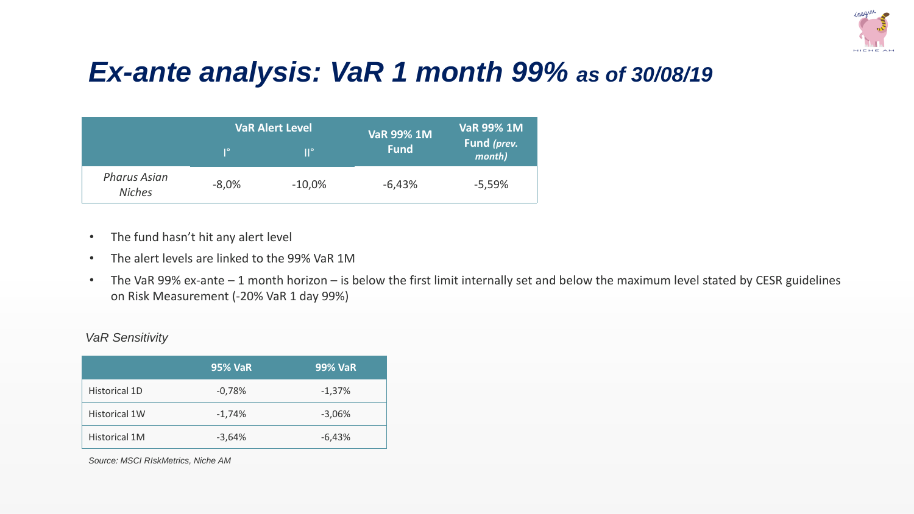# *Ex-ante analysis: VaR 1 month 99% as of 30/08/19*

| | VaR Alert Level | | VaR 99% 1M Fund | VaR 99% 1M Fund *(prev. month)* |
|---|---|---|---|---|
| | I° | II° | | |
| *Pharus Asian Niches* | -8,0% | -10,0% | -6,43% | -5,59% |

- The fund hasn't hit any alert level
- The alert levels are linked to the 99% VaR 1M
- The VaR 99% ex-ante – 1 month horizon – is below the first limit internally set and below the maximum level stated by CESR guidelines on Risk Measurement (-20% VaR 1 day 99%)

*VaR Sensitivity*

| | 95% VaR | 99% VaR |
|---|---|---|
| Historical 1D | -0,78% | -1,37% |
| Historical 1W | -1,74% | -3,06% |
| Historical 1M | -3,64% | -6,43% |

*Source: MSCI RIskMetrics, Niche AM*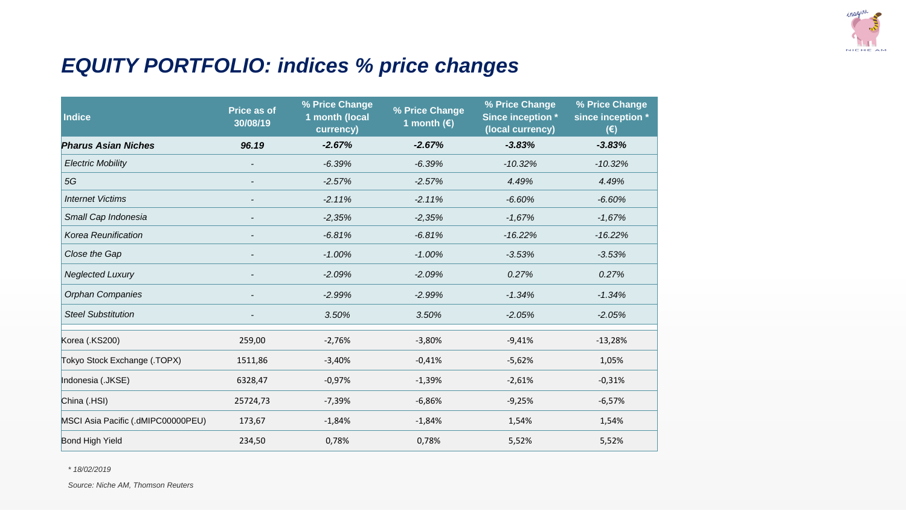# EQUITY PORTFOLIO: indices % price changes

| Indice | Price as of 30/08/19 | % Price Change 1 month (local currency) | % Price Change 1 month (€) | % Price Change Since inception * (local currency) | % Price Change since inception * (€) |
|---|---|---|---|---|---|
| ***Pharus Asian Niches*** | ***96.19*** | ***-2.67%*** | ***-2.67%*** | ***-3.83%*** | ***-3.83%*** |
| *Electric Mobility* | - | *-6.39%* | *-6.39%* | *-10.32%* | *-10.32%* |
| *5G* | - | *-2.57%* | *-2.57%* | *4.49%* | *4.49%* |
| *Internet Victims* | - | *-2.11%* | *-2.11%* | *-6.60%* | *-6.60%* |
| *Small Cap Indonesia* | - | *-2,35%* | *-2,35%* | *-1,67%* | *-1,67%* |
| *Korea Reunification* | - | *-6.81%* | *-6.81%* | *-16.22%* | *-16.22%* |
| *Close the Gap* | - | *-1.00%* | *-1.00%* | *-3.53%* | *-3.53%* |
| *Neglected Luxury* | - | *-2.09%* | *-2.09%* | *0.27%* | *0.27%* |
| *Orphan Companies* | - | *-2.99%* | *-2.99%* | *-1.34%* | *-1.34%* |
| *Steel Substitution* | - | *3.50%* | *3.50%* | *-2.05%* | *-2.05%* |
| | | | | | |
| Korea (.KS200) | 259,00 | -2,76% | -3,80% | -9,41% | -13,28% |
| Tokyo Stock Exchange (.TOPX) | 1511,86 | -3,40% | -0,41% | -5,62% | 1,05% |
| Indonesia (.JKSE) | 6328,47 | -0,97% | -1,39% | -2,61% | -0,31% |
| China (.HSI) | 25724,73 | -7,39% | -6,86% | -9,25% | -6,57% |
| MSCI Asia Pacific (.dMIPC00000PEU) | 173,67 | -1,84% | -1,84% | 1,54% | 1,54% |
| Bond High Yield | 234,50 | 0,78% | 0,78% | 5,52% | 5,52% |

*\* 18/02/2019*

*Source: Niche AM, Thomson Reuters*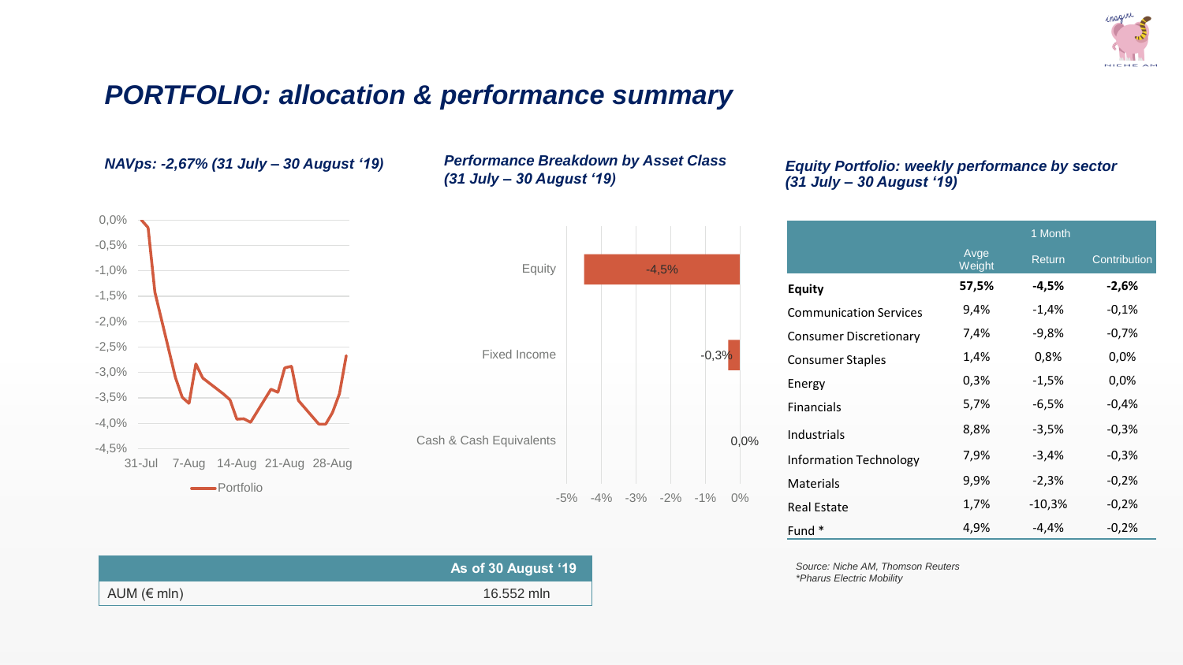# PORTFOLIO: allocation & performance summary

*NAVps: -2,67% (31 July – 30 August '19)*

*Performance Breakdown by Asset Class (31 July – 30 August '19)*

| Asset Class | Performance |
|---|---|
| Equity | -4,5% |
| Fixed Income | -0,3% |
| Cash & Cash Equivalents | 0,0% |

*Equity Portfolio: weekly performance by sector (31 July – 30 August '19)*

| | 1 Month | | |
|---|---|---|---|
| | Avge Weight | Return | Contribution |
| **Equity** | **57,5%** | **-4,5%** | **-2,6%** |
| Communication Services | 9,4% | -1,4% | -0,1% |
| Consumer Discretionary | 7,4% | -9,8% | -0,7% |
| Consumer Staples | 1,4% | 0,8% | 0,0% |
| Energy | 0,3% | -1,5% | 0,0% |
| Financials | 5,7% | -6,5% | -0,4% |
| Industrials | 8,8% | -3,5% | -0,3% |
| Information Technology | 7,9% | -3,4% | -0,3% |
| Materials | 9,9% | -2,3% | -0,2% |
| Real Estate | 1,7% | -10,3% | -0,2% |
| Fund * | 4,9% | -4,4% | -0,2% |

| | As of 30 August '19 |
|---|---|
| AUM (€ mln) | 16.552 mln |

*Source: Niche AM, Thomson Reuters*
*\*Pharus Electric Mobility*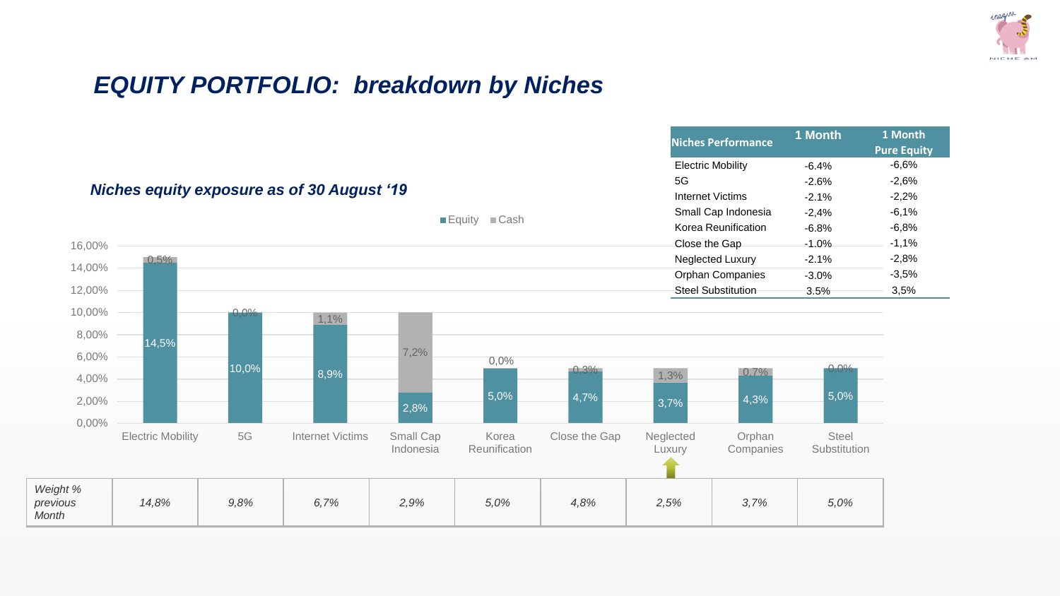# EQUITY PORTFOLIO: breakdown by Niches

| Niches Performance | 1 Month | 1 Month Pure Equity |
|---|---|---|
| Electric Mobility | -6.4% | -6,6% |
| 5G | -2.6% | -2,6% |
| Internet Victims | -2.1% | -2,2% |
| Small Cap Indonesia | -2,4% | -6,1% |
| Korea Reunification | -6.8% | -6,8% |
| Close the Gap | -1.0% | -1,1% |
| Neglected Luxury | -2.1% | -2,8% |
| Orphan Companies | -3.0% | -3,5% |
| Steel Substitution | 3.5% | 3,5% |

### *Niches equity exposure as of 30 August '19*

| | Electric Mobility | 5G | Internet Victims | Small Cap Indonesia | Korea Reunification | Close the Gap | Neglected Luxury | Orphan Companies | Steel Substitution |
|---|---|---|---|---|---|---|---|---|---|
| Equity | 14,5% | 10,0% | 8,9% | 2,8% | 5,0% | 4,7% | 3,7% | 4,3% | 5,0% |
| Cash | 0,5% | 0,0% | 1,1% | 7,2% | 0,0% | 0,3% | 1,3% | 0,7% | 0,0% |
| *Weight % previous Month* | *14,8%* | *9,8%* | *6,7%* | *2,9%* | *5,0%* | *4,8%* | *2,5%* | *3,7%* | *5,0%* |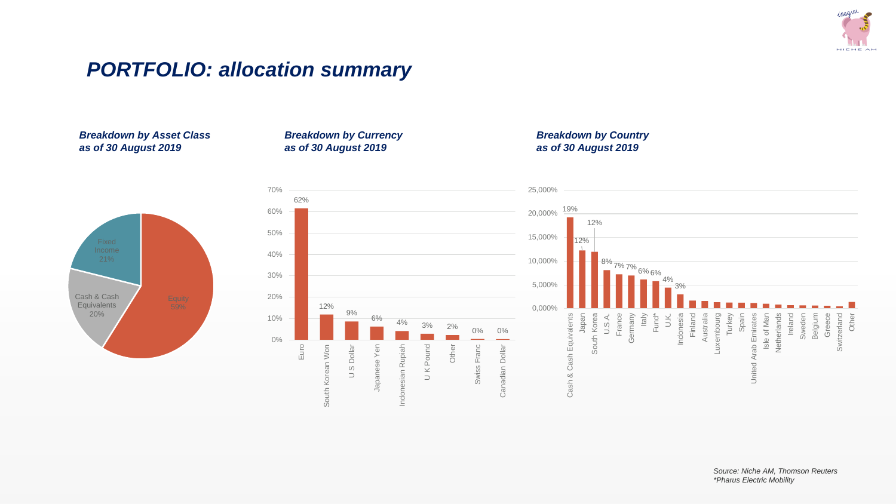# PORTFOLIO: allocation summary

***Breakdown by Asset Class as of 30 August 2019***

| Asset Class | Weight |
|---|---|
| Equity | 59% |
| Fixed Income | 21% |
| Cash & Cash Equivalents | 20% |

***Breakdown by Currency as of 30 August 2019***

| Currency | Weight |
|---|---|
| Euro | 62% |
| South Korean Won | 12% |
| U S Dollar | 9% |
| Japanese Yen | 6% |
| Indonesian Rupiah | 4% |
| U K Pound | 3% |
| Other | 2% |
| Swiss Franc | 0% |
| Canadian Dollar | 0% |

***Breakdown by Country as of 30 August 2019***

| Country | Weight |
|---|---|
| Cash & Cash Equivalents | 19% |
| Japan | 12% |
| South Korea | 12% |
| U.S.A. | 8% |
| France | 7% |
| Germany | 7% |
| Italy | 6% |
| Fund* | 6% |
| U.K. | 4% |
| Indonesia | 3% |
| Finland | |
| Australia | |
| Luxembourg | |
| Turkey | |
| Spain | |
| United Arab Emirates | |
| Isle of Man | |
| Netherlands | |
| Ireland | |
| Sweden | |
| Belgium | |
| Greece | |
| Switzerland | |
| Other | |

*Source: Niche AM, Thomson Reuters*
**Pharus Electric Mobility*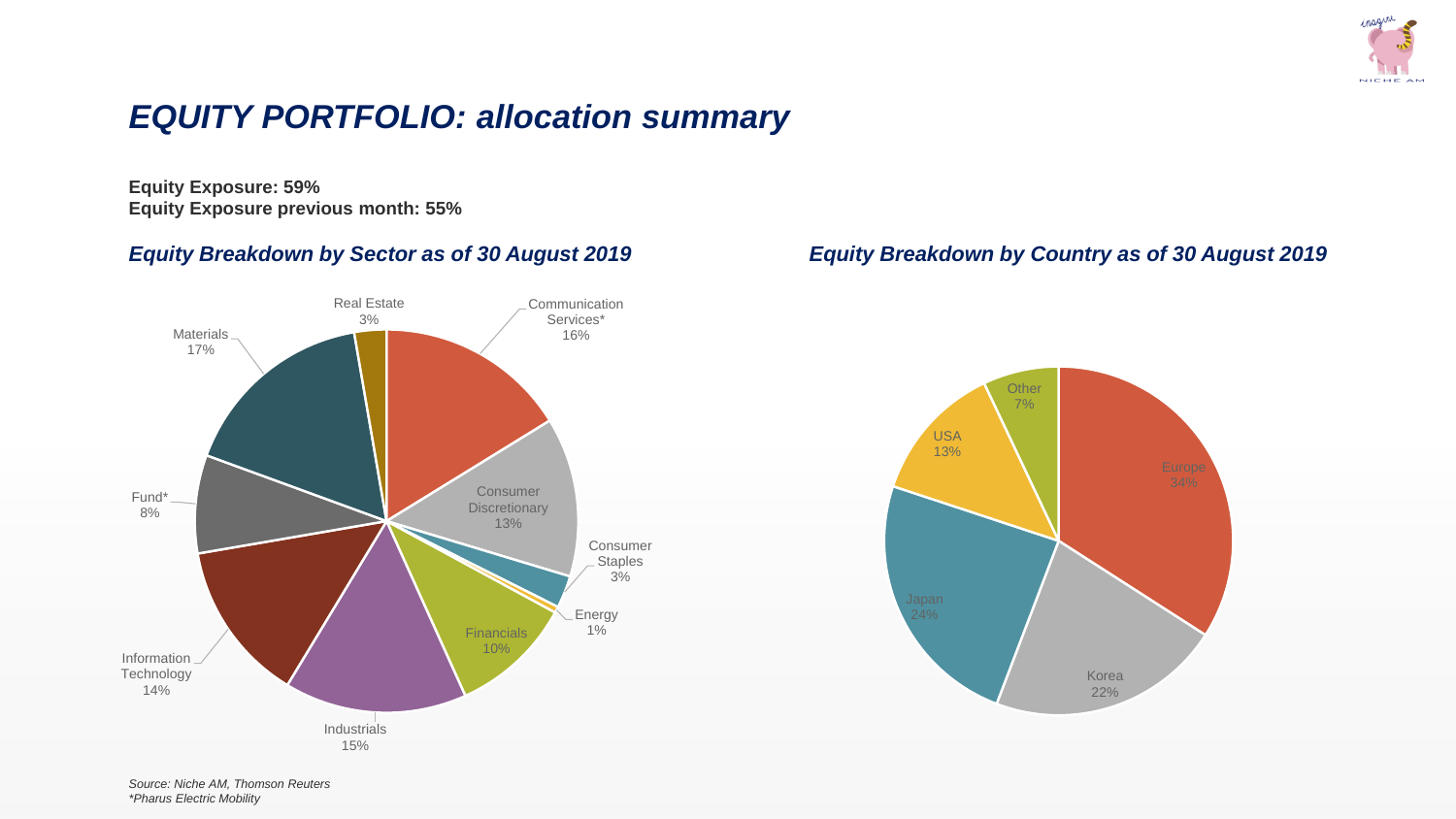# *EQUITY PORTFOLIO: allocation summary*

**Equity Exposure: 59%**
**Equity Exposure previous month: 55%**

### *Equity Breakdown by Sector as of 30 August 2019*

| Sector | % |
|---|---|
| Communication Services* | 16% |
| Consumer Discretionary | 13% |
| Consumer Staples | 3% |
| Energy | 1% |
| Financials | 10% |
| Industrials | 15% |
| Information Technology | 14% |
| Fund* | 8% |
| Materials | 17% |
| Real Estate | 3% |

### *Equity Breakdown by Country as of 30 August 2019*

| Country | % |
|---|---|
| Europe | 34% |
| Korea | 22% |
| Japan | 24% |
| USA | 13% |
| Other | 7% |

*Source: Niche AM, Thomson Reuters*
**Pharus Electric Mobility*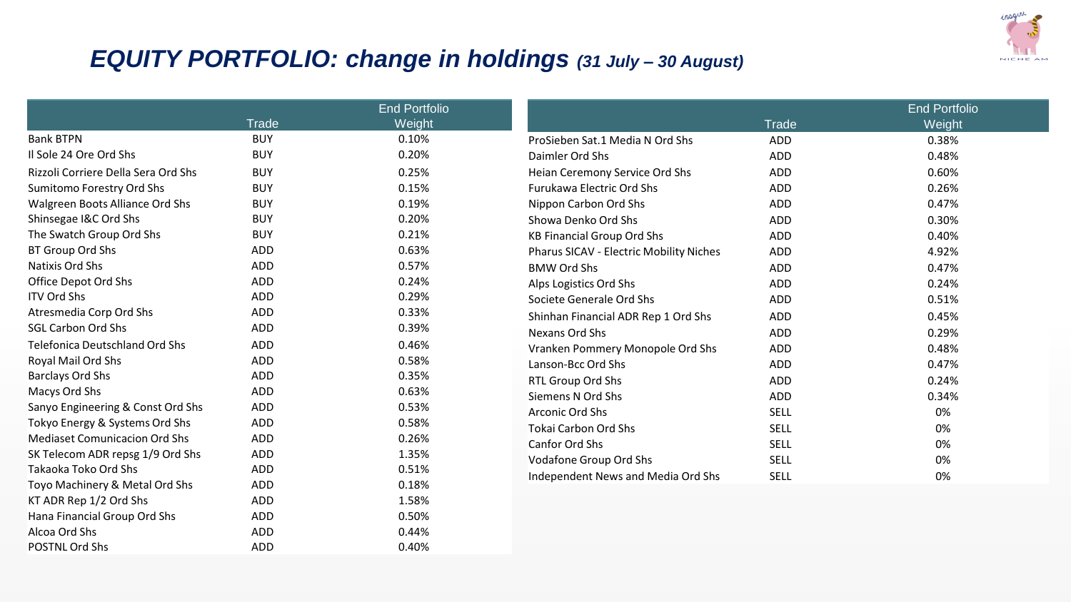# *EQUITY PORTFOLIO: change in holdings (31 July – 30 August)*

| | Trade | End Portfolio Weight |
|---|---|---|
| Bank BTPN | BUY | 0.10% |
| Il Sole 24 Ore Ord Shs | BUY | 0.20% |
| Rizzoli Corriere Della Sera Ord Shs | BUY | 0.25% |
| Sumitomo Forestry Ord Shs | BUY | 0.15% |
| Walgreen Boots Alliance Ord Shs | BUY | 0.19% |
| Shinsegae I&C Ord Shs | BUY | 0.20% |
| The Swatch Group Ord Shs | BUY | 0.21% |
| BT Group Ord Shs | ADD | 0.63% |
| Natixis Ord Shs | ADD | 0.57% |
| Office Depot Ord Shs | ADD | 0.24% |
| ITV Ord Shs | ADD | 0.29% |
| Atresmedia Corp Ord Shs | ADD | 0.33% |
| SGL Carbon Ord Shs | ADD | 0.39% |
| Telefonica Deutschland Ord Shs | ADD | 0.46% |
| Royal Mail Ord Shs | ADD | 0.58% |
| Barclays Ord Shs | ADD | 0.35% |
| Macys Ord Shs | ADD | 0.63% |
| Sanyo Engineering & Const Ord Shs | ADD | 0.53% |
| Tokyo Energy & Systems Ord Shs | ADD | 0.58% |
| Mediaset Comunicacion Ord Shs | ADD | 0.26% |
| SK Telecom ADR repsg 1/9 Ord Shs | ADD | 1.35% |
| Takaoka Toko Ord Shs | ADD | 0.51% |
| Toyo Machinery & Metal Ord Shs | ADD | 0.18% |
| KT ADR Rep 1/2 Ord Shs | ADD | 1.58% |
| Hana Financial Group Ord Shs | ADD | 0.50% |
| Alcoa Ord Shs | ADD | 0.44% |
| POSTNL Ord Shs | ADD | 0.40% |

| | Trade | End Portfolio Weight |
|---|---|---|
| ProSieben Sat.1 Media N Ord Shs | ADD | 0.38% |
| Daimler Ord Shs | ADD | 0.48% |
| Heian Ceremony Service Ord Shs | ADD | 0.60% |
| Furukawa Electric Ord Shs | ADD | 0.26% |
| Nippon Carbon Ord Shs | ADD | 0.47% |
| Showa Denko Ord Shs | ADD | 0.30% |
| KB Financial Group Ord Shs | ADD | 0.40% |
| Pharus SICAV - Electric Mobility Niches | ADD | 4.92% |
| BMW Ord Shs | ADD | 0.47% |
| Alps Logistics Ord Shs | ADD | 0.24% |
| Societe Generale Ord Shs | ADD | 0.51% |
| Shinhan Financial ADR Rep 1 Ord Shs | ADD | 0.45% |
| Nexans Ord Shs | ADD | 0.29% |
| Vranken Pommery Monopole Ord Shs | ADD | 0.48% |
| Lanson-Bcc Ord Shs | ADD | 0.47% |
| RTL Group Ord Shs | ADD | 0.24% |
| Siemens N Ord Shs | ADD | 0.34% |
| Arconic Ord Shs | SELL | 0% |
| Tokai Carbon Ord Shs | SELL | 0% |
| Canfor Ord Shs | SELL | 0% |
| Vodafone Group Ord Shs | SELL | 0% |
| Independent News and Media Ord Shs | SELL | 0% |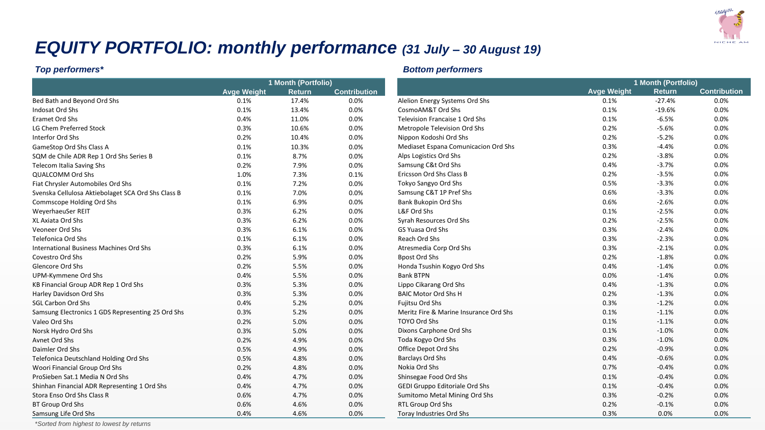# *EQUITY PORTFOLIO: monthly performance (31 July – 30 August 19)*

### *Top performers**

| | 1 Month (Portfolio) | | |
|---|---|---|---|
| | Avge Weight | Return | Contribution |
| Bed Bath and Beyond Ord Shs | 0.1% | 17.4% | 0.0% |
| Indosat Ord Shs | 0.1% | 13.4% | 0.0% |
| Eramet Ord Shs | 0.4% | 11.0% | 0.0% |
| LG Chem Preferred Stock | 0.3% | 10.6% | 0.0% |
| Interfor Ord Shs | 0.2% | 10.4% | 0.0% |
| GameStop Ord Shs Class A | 0.1% | 10.3% | 0.0% |
| SQM de Chile ADR Rep 1 Ord Shs Series B | 0.1% | 8.7% | 0.0% |
| Telecom Italia Saving Shs | 0.2% | 7.9% | 0.0% |
| QUALCOMM Ord Shs | 1.0% | 7.3% | 0.1% |
| Fiat Chrysler Automobiles Ord Shs | 0.1% | 7.2% | 0.0% |
| Svenska Cellulosa Aktiebolaget SCA Ord Shs Class B | 0.1% | 7.0% | 0.0% |
| Commscope Holding Ord Shs | 0.1% | 6.9% | 0.0% |
| WeyerhaeuSer REIT | 0.3% | 6.2% | 0.0% |
| XL Axiata Ord Shs | 0.3% | 6.2% | 0.0% |
| Veoneer Ord Shs | 0.3% | 6.1% | 0.0% |
| Telefonica Ord Shs | 0.1% | 6.1% | 0.0% |
| International Business Machines Ord Shs | 0.3% | 6.1% | 0.0% |
| Covestro Ord Shs | 0.2% | 5.9% | 0.0% |
| Glencore Ord Shs | 0.2% | 5.5% | 0.0% |
| UPM-Kymmene Ord Shs | 0.4% | 5.5% | 0.0% |
| KB Financial Group ADR Rep 1 Ord Shs | 0.3% | 5.3% | 0.0% |
| Harley Davidson Ord Shs | 0.3% | 5.3% | 0.0% |
| SGL Carbon Ord Shs | 0.4% | 5.2% | 0.0% |
| Samsung Electronics 1 GDS Representing 25 Ord Shs | 0.3% | 5.2% | 0.0% |
| Valeo Ord Shs | 0.2% | 5.0% | 0.0% |
| Norsk Hydro Ord Shs | 0.3% | 5.0% | 0.0% |
| Avnet Ord Shs | 0.2% | 4.9% | 0.0% |
| Daimler Ord Shs | 0.5% | 4.9% | 0.0% |
| Telefonica Deutschland Holding Ord Shs | 0.5% | 4.8% | 0.0% |
| Woori Financial Group Ord Shs | 0.2% | 4.8% | 0.0% |
| ProSieben Sat.1 Media N Ord Shs | 0.4% | 4.7% | 0.0% |
| Shinhan Financial ADR Representing 1 Ord Shs | 0.4% | 4.7% | 0.0% |
| Stora Enso Ord Shs Class R | 0.6% | 4.7% | 0.0% |
| BT Group Ord Shs | 0.6% | 4.6% | 0.0% |
| Samsung Life Ord Shs | 0.4% | 4.6% | 0.0% |

*\*Sorted from highest to lowest by returns*

### *Bottom performers*

| | 1 Month (Portfolio) | | |
|---|---|---|---|
| | Avge Weight | Return | Contribution |
| Alelion Energy Systems Ord Shs | 0.1% | -27.4% | 0.0% |
| CosmoAM&T Ord Shs | 0.1% | -19.6% | 0.0% |
| Television Francaise 1 Ord Shs | 0.1% | -6.5% | 0.0% |
| Metropole Television Ord Shs | 0.2% | -5.6% | 0.0% |
| Nippon Kodoshi Ord Shs | 0.2% | -5.2% | 0.0% |
| Mediaset Espana Comunicacion Ord Shs | 0.3% | -4.4% | 0.0% |
| Alps Logistics Ord Shs | 0.2% | -3.8% | 0.0% |
| Samsung C&t Ord Shs | 0.4% | -3.7% | 0.0% |
| Ericsson Ord Shs Class B | 0.2% | -3.5% | 0.0% |
| Tokyo Sangyo Ord Shs | 0.5% | -3.3% | 0.0% |
| Samsung C&T 1P Pref Shs | 0.6% | -3.3% | 0.0% |
| Bank Bukopin Ord Shs | 0.6% | -2.6% | 0.0% |
| L&F Ord Shs | 0.1% | -2.5% | 0.0% |
| Syrah Resources Ord Shs | 0.2% | -2.5% | 0.0% |
| GS Yuasa Ord Shs | 0.3% | -2.4% | 0.0% |
| Reach Ord Shs | 0.3% | -2.3% | 0.0% |
| Atresmedia Corp Ord Shs | 0.3% | -2.1% | 0.0% |
| Bpost Ord Shs | 0.2% | -1.8% | 0.0% |
| Honda Tsushin Kogyo Ord Shs | 0.4% | -1.4% | 0.0% |
| Bank BTPN | 0.0% | -1.4% | 0.0% |
| Lippo Cikarang Ord Shs | 0.4% | -1.3% | 0.0% |
| BAIC Motor Ord Shs H | 0.2% | -1.3% | 0.0% |
| Fujitsu Ord Shs | 0.3% | -1.2% | 0.0% |
| Meritz Fire & Marine Insurance Ord Shs | 0.1% | -1.1% | 0.0% |
| TOYO Ord Shs | 0.1% | -1.1% | 0.0% |
| Dixons Carphone Ord Shs | 0.1% | -1.0% | 0.0% |
| Toda Kogyo Ord Shs | 0.3% | -1.0% | 0.0% |
| Office Depot Ord Shs | 0.2% | -0.9% | 0.0% |
| Barclays Ord Shs | 0.4% | -0.6% | 0.0% |
| Nokia Ord Shs | 0.7% | -0.4% | 0.0% |
| Shinsegae Food Ord Shs | 0.1% | -0.4% | 0.0% |
| GEDI Gruppo Editoriale Ord Shs | 0.1% | -0.4% | 0.0% |
| Sumitomo Metal Mining Ord Shs | 0.3% | -0.2% | 0.0% |
| RTL Group Ord Shs | 0.2% | -0.1% | 0.0% |
| Toray Industries Ord Shs | 0.3% | 0.0% | 0.0% |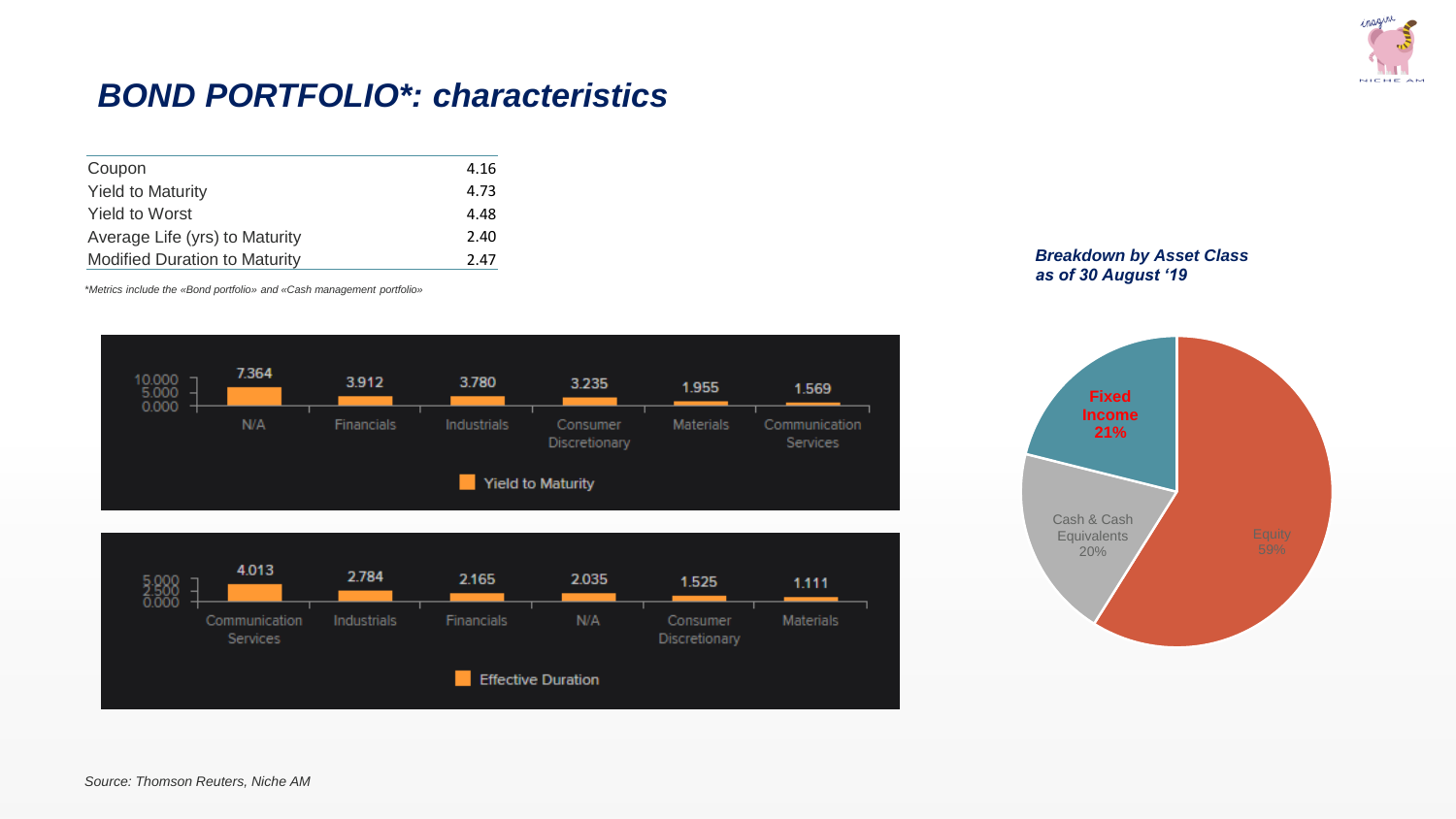# BOND PORTFOLIO*: characteristics

| | |
|---|---|
| Coupon | 4.16 |
| Yield to Maturity | 4.73 |
| Yield to Worst | 4.48 |
| Average Life (yrs) to Maturity | 2.40 |
| Modified Duration to Maturity | 2.47 |

*\*Metrics include the «Bond portfolio» and «Cash management portfolio»*

**Yield to Maturity**

| N/A | Financials | Industrials | Consumer Discretionary | Materials | Communication Services |
|---|---|---|---|---|---|
| 7.364 | 3.912 | 3.780 | 3.235 | 1.955 | 1.569 |

**Effective Duration**

| Communication Services | Industrials | Financials | N/A | Consumer Discretionary | Materials |
|---|---|---|---|---|---|
| 4.013 | 2.784 | 2.165 | 2.035 | 1.525 | 1.111 |

***Breakdown by Asset Class as of 30 August '19***

| Asset Class | % |
|---|---|
| Fixed Income | 21% |
| Cash & Cash Equivalents | 20% |
| Equity | 59% |

*Source: Thomson Reuters, Niche AM*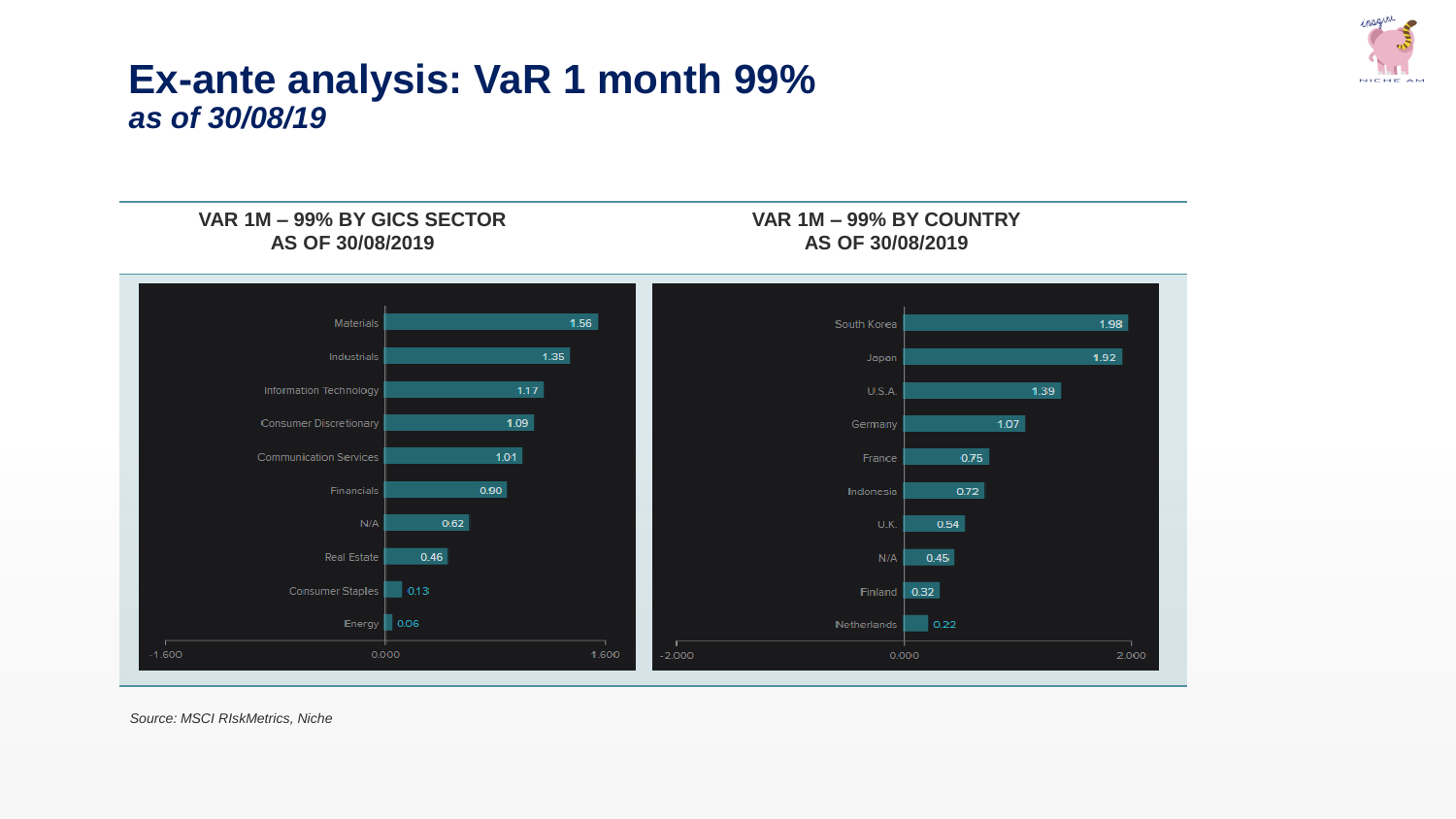# Ex-ante analysis: VaR 1 month 99%

## *as of 30/08/19*

### VAR 1M – 99% BY GICS SECTOR AS OF 30/08/2019

| Sector | VaR |
|---|---|
| Materials | 1.56 |
| Industrials | 1.35 |
| Information Technology | 1.17 |
| Consumer Discretionary | 1.09 |
| Communication Services | 1.01 |
| Financials | 0.90 |
| N/A | 0.62 |
| Real Estate | 0.46 |
| Consumer Staples | 0.13 |
| Energy | 0.06 |

### VAR 1M – 99% BY COUNTRY AS OF 30/08/2019

| Country | VaR |
|---|---|
| South Korea | 1.98 |
| Japan | 1.92 |
| U.S.A. | 1.39 |
| Germany | 1.07 |
| France | 0.75 |
| Indonesia | 0.72 |
| U.K. | 0.54 |
| N/A | 0.45 |
| Finland | 0.32 |
| Netherlands | 0.22 |

*Source: MSCI RIskMetrics, Niche*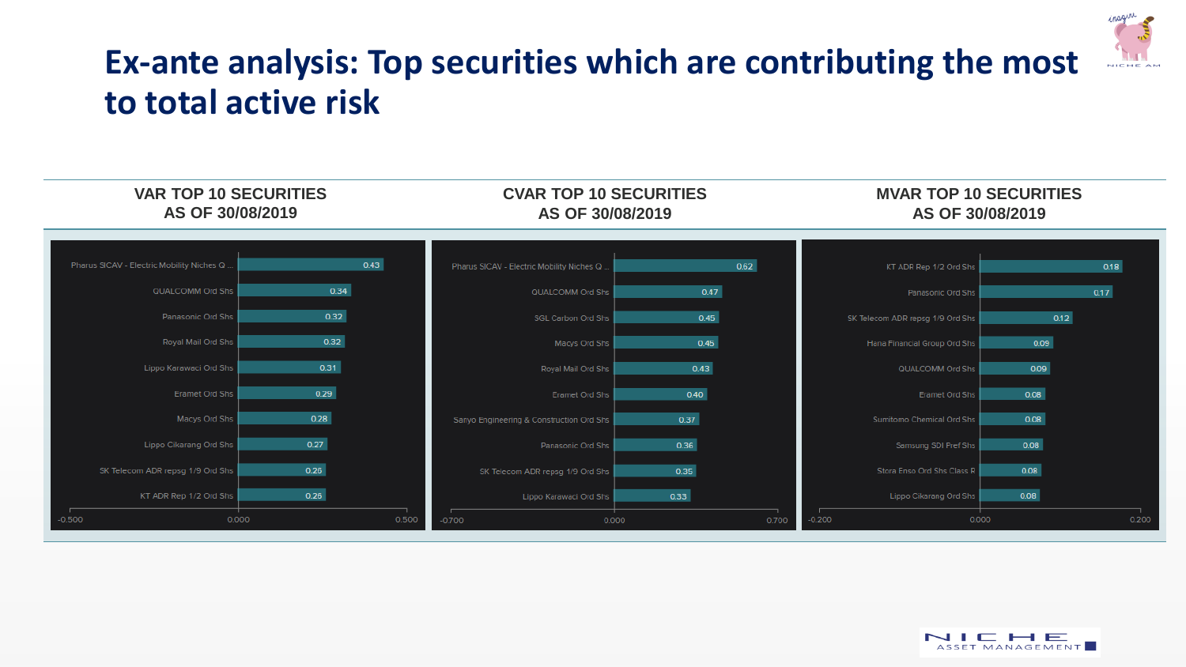# Ex-ante analysis: Top securities which are contributing the most to total active risk

### VAR TOP 10 SECURITIES AS OF 30/08/2019

| Security | Value |
|---|---|
| Pharus SICAV - Electric Mobility Niches Q ... | 0.43 |
| QUALCOMM Ord Shs | 0.34 |
| Panasonic Ord Shs | 0.32 |
| Royal Mail Ord Shs | 0.32 |
| Lippo Karawaci Ord Shs | 0.31 |
| Eramet Ord Shs | 0.29 |
| Macys Ord Shs | 0.28 |
| Lippo Cikarang Ord Shs | 0.27 |
| SK Telecom ADR repsg 1/9 Ord Shs | 0.26 |
| KT ADR Rep 1/2 Ord Shs | 0.26 |

### CVAR TOP 10 SECURITIES AS OF 30/08/2019

| Security | Value |
|---|---|
| Pharus SICAV - Electric Mobility Niches Q ... | 0.62 |
| QUALCOMM Ord Shs | 0.47 |
| SGL Carbon Ord Shs | 0.45 |
| Macys Ord Shs | 0.45 |
| Royal Mail Ord Shs | 0.43 |
| Eramet Ord Shs | 0.40 |
| Sanyo Engineering & Construction Ord Shs | 0.37 |
| Panasonic Ord Shs | 0.36 |
| SK Telecom ADR repsg 1/9 Ord Shs | 0.35 |
| Lippo Karawaci Ord Shs | 0.33 |

### MVAR TOP 10 SECURITIES AS OF 30/08/2019

| Security | Value |
|---|---|
| KT ADR Rep 1/2 Ord Shs | 0.18 |
| Panasonic Ord Shs | 0.17 |
| SK Telecom ADR repsg 1/9 Ord Shs | 0.12 |
| Hana Financial Group Ord Shs | 0.09 |
| QUALCOMM Ord Shs | 0.09 |
| Eramet Ord Shs | 0.08 |
| Sumitomo Chemical Ord Shs | 0.08 |
| Samsung SDI Pref Shs | 0.08 |
| Stora Enso Ord Shs Class R | 0.08 |
| Lippo Cikarang Ord Shs | 0.08 |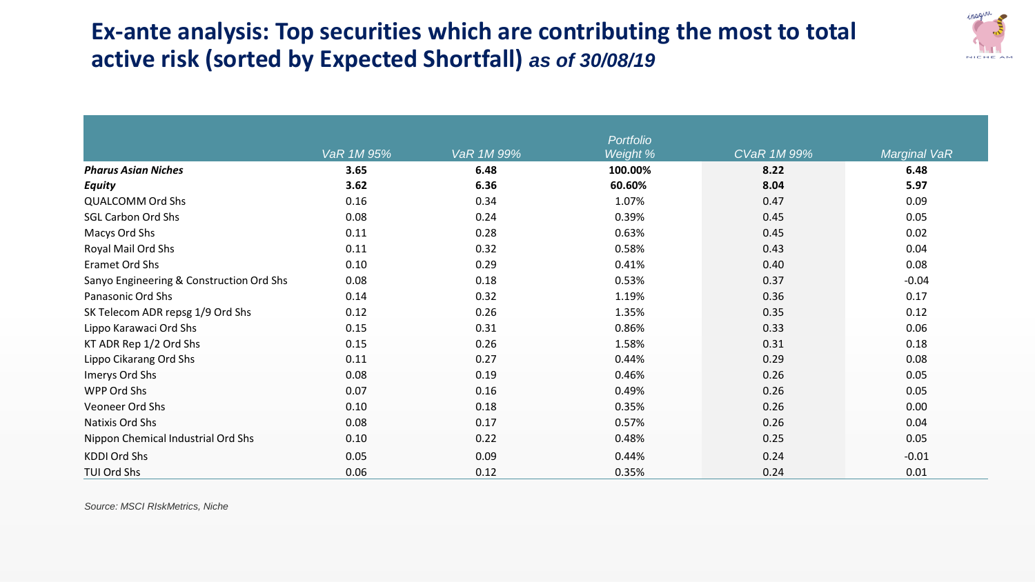# Ex-ante analysis: Top securities which are contributing the most to total active risk (sorted by Expected Shortfall) *as of 30/08/19*

| | VaR 1M 95% | VaR 1M 99% | Portfolio Weight % | CVaR 1M 99% | Marginal VaR |
|---|---|---|---|---|---|
| ***Pharus Asian Niches*** | **3.65** | **6.48** | **100.00%** | **8.22** | **6.48** |
| ***Equity*** | **3.62** | **6.36** | **60.60%** | **8.04** | **5.97** |
| QUALCOMM Ord Shs | 0.16 | 0.34 | 1.07% | 0.47 | 0.09 |
| SGL Carbon Ord Shs | 0.08 | 0.24 | 0.39% | 0.45 | 0.05 |
| Macys Ord Shs | 0.11 | 0.28 | 0.63% | 0.45 | 0.02 |
| Royal Mail Ord Shs | 0.11 | 0.32 | 0.58% | 0.43 | 0.04 |
| Eramet Ord Shs | 0.10 | 0.29 | 0.41% | 0.40 | 0.08 |
| Sanyo Engineering & Construction Ord Shs | 0.08 | 0.18 | 0.53% | 0.37 | -0.04 |
| Panasonic Ord Shs | 0.14 | 0.32 | 1.19% | 0.36 | 0.17 |
| SK Telecom ADR repsg 1/9 Ord Shs | 0.12 | 0.26 | 1.35% | 0.35 | 0.12 |
| Lippo Karawaci Ord Shs | 0.15 | 0.31 | 0.86% | 0.33 | 0.06 |
| KT ADR Rep 1/2 Ord Shs | 0.15 | 0.26 | 1.58% | 0.31 | 0.18 |
| Lippo Cikarang Ord Shs | 0.11 | 0.27 | 0.44% | 0.29 | 0.08 |
| Imerys Ord Shs | 0.08 | 0.19 | 0.46% | 0.26 | 0.05 |
| WPP Ord Shs | 0.07 | 0.16 | 0.49% | 0.26 | 0.05 |
| Veoneer Ord Shs | 0.10 | 0.18 | 0.35% | 0.26 | 0.00 |
| Natixis Ord Shs | 0.08 | 0.17 | 0.57% | 0.26 | 0.04 |
| Nippon Chemical Industrial Ord Shs | 0.10 | 0.22 | 0.48% | 0.25 | 0.05 |
| KDDI Ord Shs | 0.05 | 0.09 | 0.44% | 0.24 | -0.01 |
| TUI Ord Shs | 0.06 | 0.12 | 0.35% | 0.24 | 0.01 |

*Source: MSCI RIskMetrics, Niche*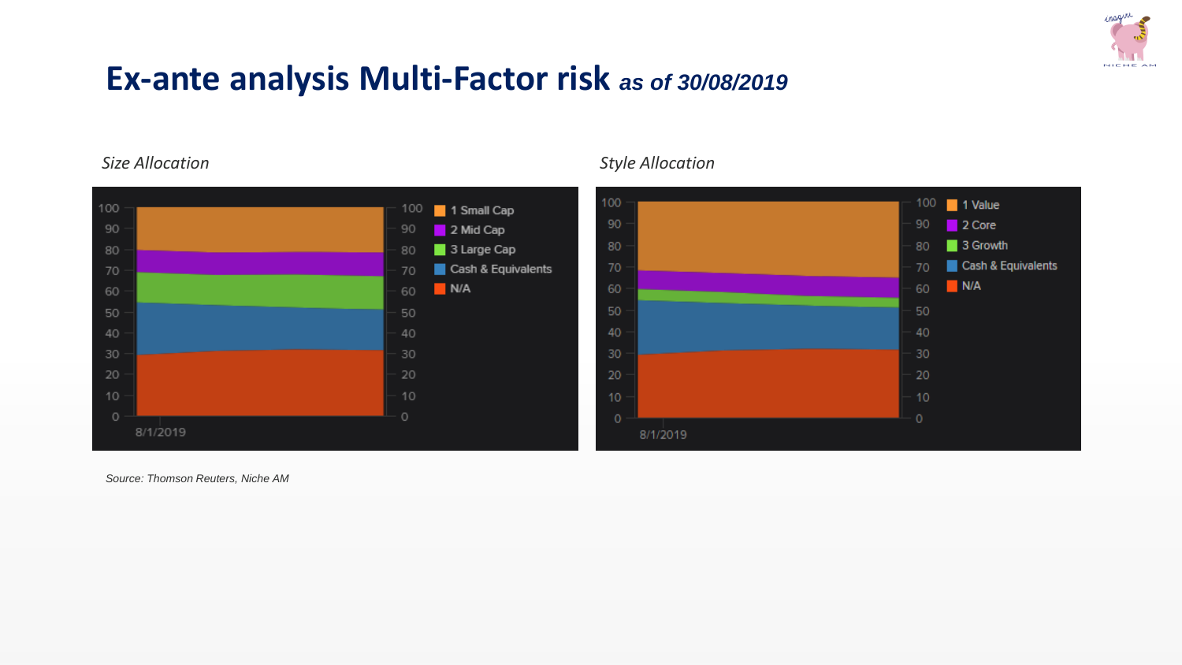# Ex-ante analysis Multi-Factor risk *as of 30/08/2019*

*Size Allocation*

100, 90, 80, 70, 60, 50, 40, 30, 20, 10, 0

8/1/2019

- 1 Small Cap
- 2 Mid Cap
- 3 Large Cap
- Cash & Equivalents
- N/A

*Style Allocation*

100, 90, 80, 70, 60, 50, 40, 30, 20, 10, 0

8/1/2019

- 1 Value
- 2 Core
- 3 Growth
- Cash & Equivalents
- N/A

*Source: Thomson Reuters, Niche AM*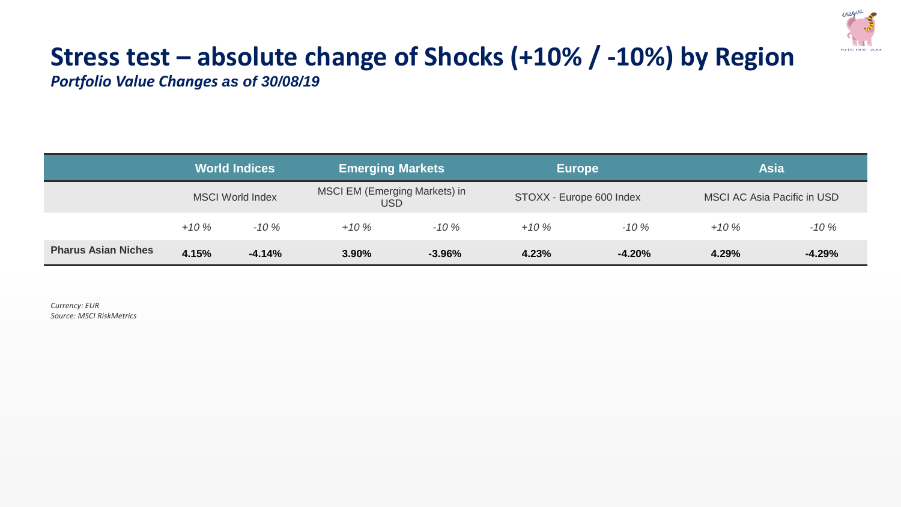# Stress test – absolute change of Shocks (+10% / -10%) by Region

***Portfolio Value Changes as of 30/08/19***

| | World Indices | | Emerging Markets | | Europe | | Asia | |
|---|---|---|---|---|---|---|---|---|
| | MSCI World Index | | MSCI EM (Emerging Markets) in USD | | STOXX - Europe 600 Index | | MSCI AC Asia Pacific in USD | |
| | *+10 %* | *-10 %* | *+10 %* | *-10 %* | *+10 %* | *-10 %* | *+10 %* | *-10 %* |
| **Pharus Asian Niches** | **4.15%** | **-4.14%** | **3.90%** | **-3.96%** | **4.23%** | **-4.20%** | **4.29%** | **-4.29%** |

*Currency: EUR*
*Source: MSCI RiskMetrics*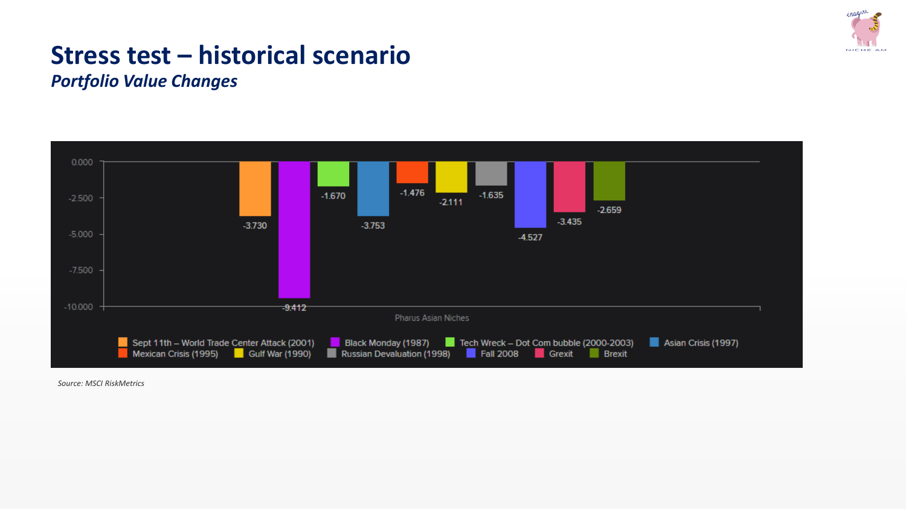# Stress test – historical scenario

## *Portfolio Value Changes*

| Scenario | Pharus Asian Niches |
| --- | --- |
| Sept 11th – World Trade Center Attack (2001) | -3.730 |
| Black Monday (1987) | -9.412 |
| Tech Wreck – Dot Com bubble (2000-2003) | -1.670 |
| Asian Crisis (1997) | -3.753 |
| Mexican Crisis (1995) | -1.476 |
| Gulf War (1990) | -2.111 |
| Russian Devaluation (1998) | -1.635 |
| Fall 2008 | -4.527 |
| Grexit | -3.435 |
| Brexit | -2.659 |

*Source: MSCI RiskMetrics*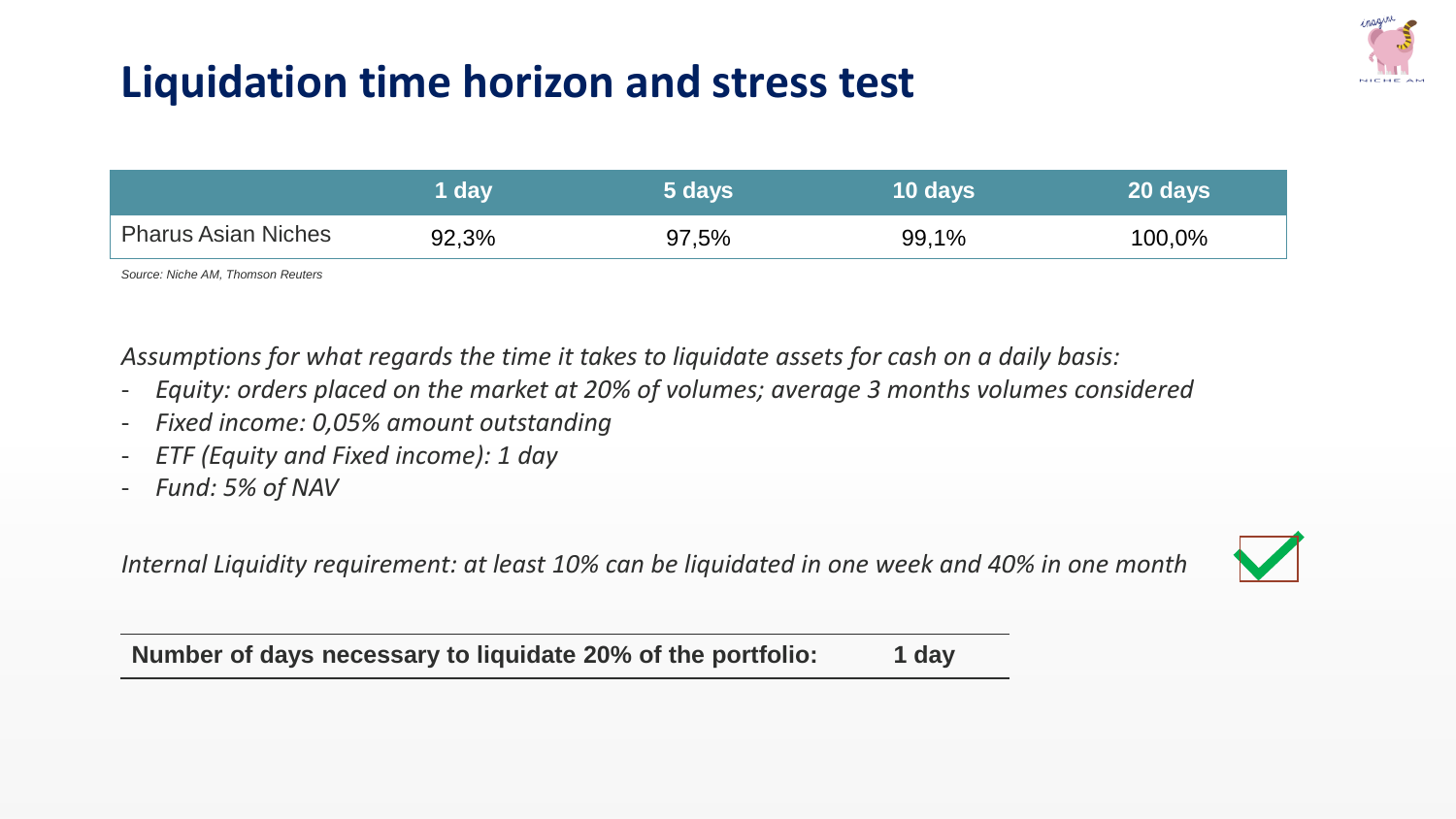# Liquidation time horizon and stress test

| | 1 day | 5 days | 10 days | 20 days |
|---|---|---|---|---|
| Pharus Asian Niches | 92,3% | 97,5% | 99,1% | 100,0% |

*Source: Niche AM, Thomson Reuters*

*Assumptions for what regards the time it takes to liquidate assets for cash on a daily basis:*

- *Equity: orders placed on the market at 20% of volumes; average 3 months volumes considered*
- *Fixed income: 0,05% amount outstanding*
- *ETF (Equity and Fixed income): 1 day*
- *Fund: 5% of NAV*

*Internal Liquidity requirement: at least 10% can be liquidated in one week and 40% in one month* ✓

| **Number of days necessary to liquidate 20% of the portfolio:** | **1 day** |
|---|---|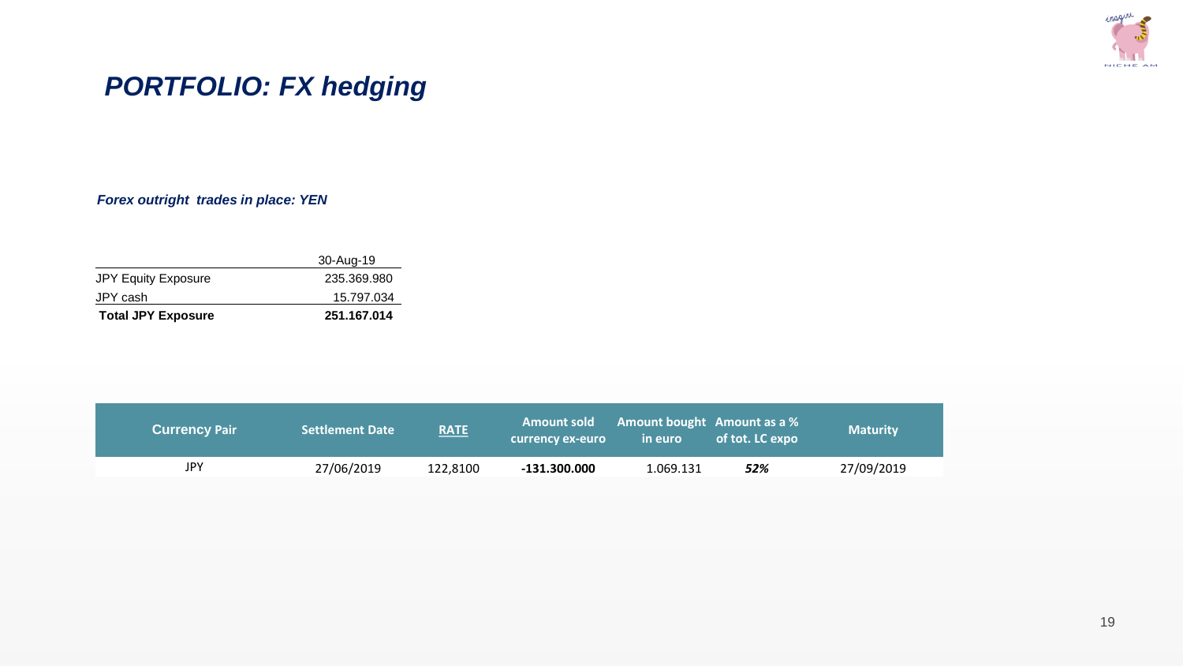# PORTFOLIO: FX hedging

***Forex outright trades in place: YEN***

| | 30-Aug-19 |
|---|---|
| JPY Equity Exposure | 235.369.980 |
| JPY cash | 15.797.034 |
| **Total JPY Exposure** | **251.167.014** |

| Currency Pair | Settlement Date | RATE | Amount sold currency ex-euro | Amount bought in euro | Amount as a % of tot. LC expo | Maturity |
|---|---|---|---|---|---|---|
| JPY | 27/06/2019 | 122,8100 | **-131.300.000** | 1.069.131 | ***52%*** | 27/09/2019 |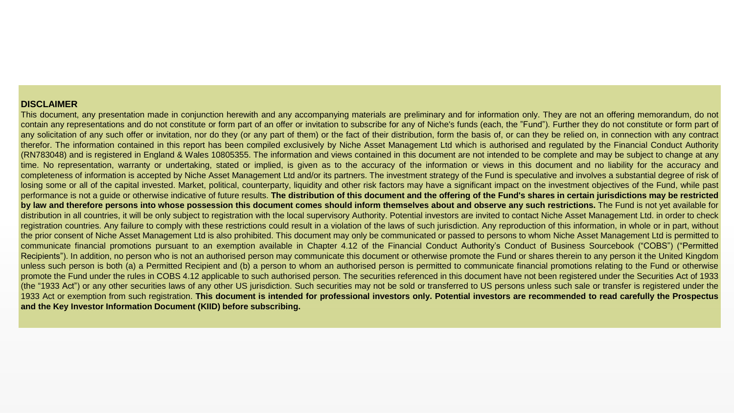**DISCLAIMER**

This document, any presentation made in conjunction herewith and any accompanying materials are preliminary and for information only. They are not an offering memorandum, do not contain any representations and do not constitute or form part of an offer or invitation to subscribe for any of Niche's funds (each, the "Fund"). Further they do not constitute or form part of any solicitation of any such offer or invitation, nor do they (or any part of them) or the fact of their distribution, form the basis of, or can they be relied on, in connection with any contract therefor. The information contained in this report has been compiled exclusively by Niche Asset Management Ltd which is authorised and regulated by the Financial Conduct Authority (RN783048) and is registered in England & Wales 10805355. The information and views contained in this document are not intended to be complete and may be subject to change at any time. No representation, warranty or undertaking, stated or implied, is given as to the accuracy of the information or views in this document and no liability for the accuracy and completeness of information is accepted by Niche Asset Management Ltd and/or its partners. The investment strategy of the Fund is speculative and involves a substantial degree of risk of losing some or all of the capital invested. Market, political, counterparty, liquidity and other risk factors may have a significant impact on the investment objectives of the Fund, while past performance is not a guide or otherwise indicative of future results. **The distribution of this document and the offering of the Fund's shares in certain jurisdictions may be restricted by law and therefore persons into whose possession this document comes should inform themselves about and observe any such restrictions.** The Fund is not yet available for distribution in all countries, it will be only subject to registration with the local supervisory Authority. Potential investors are invited to contact Niche Asset Management Ltd. in order to check registration countries. Any failure to comply with these restrictions could result in a violation of the laws of such jurisdiction. Any reproduction of this information, in whole or in part, without the prior consent of Niche Asset Management Ltd is also prohibited. This document may only be communicated or passed to persons to whom Niche Asset Management Ltd is permitted to communicate financial promotions pursuant to an exemption available in Chapter 4.12 of the Financial Conduct Authority's Conduct of Business Sourcebook ("COBS") ("Permitted Recipients"). In addition, no person who is not an authorised person may communicate this document or otherwise promote the Fund or shares therein to any person it the United Kingdom unless such person is both (a) a Permitted Recipient and (b) a person to whom an authorised person is permitted to communicate financial promotions relating to the Fund or otherwise promote the Fund under the rules in COBS 4.12 applicable to such authorised person. The securities referenced in this document have not been registered under the Securities Act of 1933 (the "1933 Act") or any other securities laws of any other US jurisdiction. Such securities may not be sold or transferred to US persons unless such sale or transfer is registered under the 1933 Act or exemption from such registration. **This document is intended for professional investors only. Potential investors are recommended to read carefully the Prospectus and the Key Investor Information Document (KIID) before subscribing.**